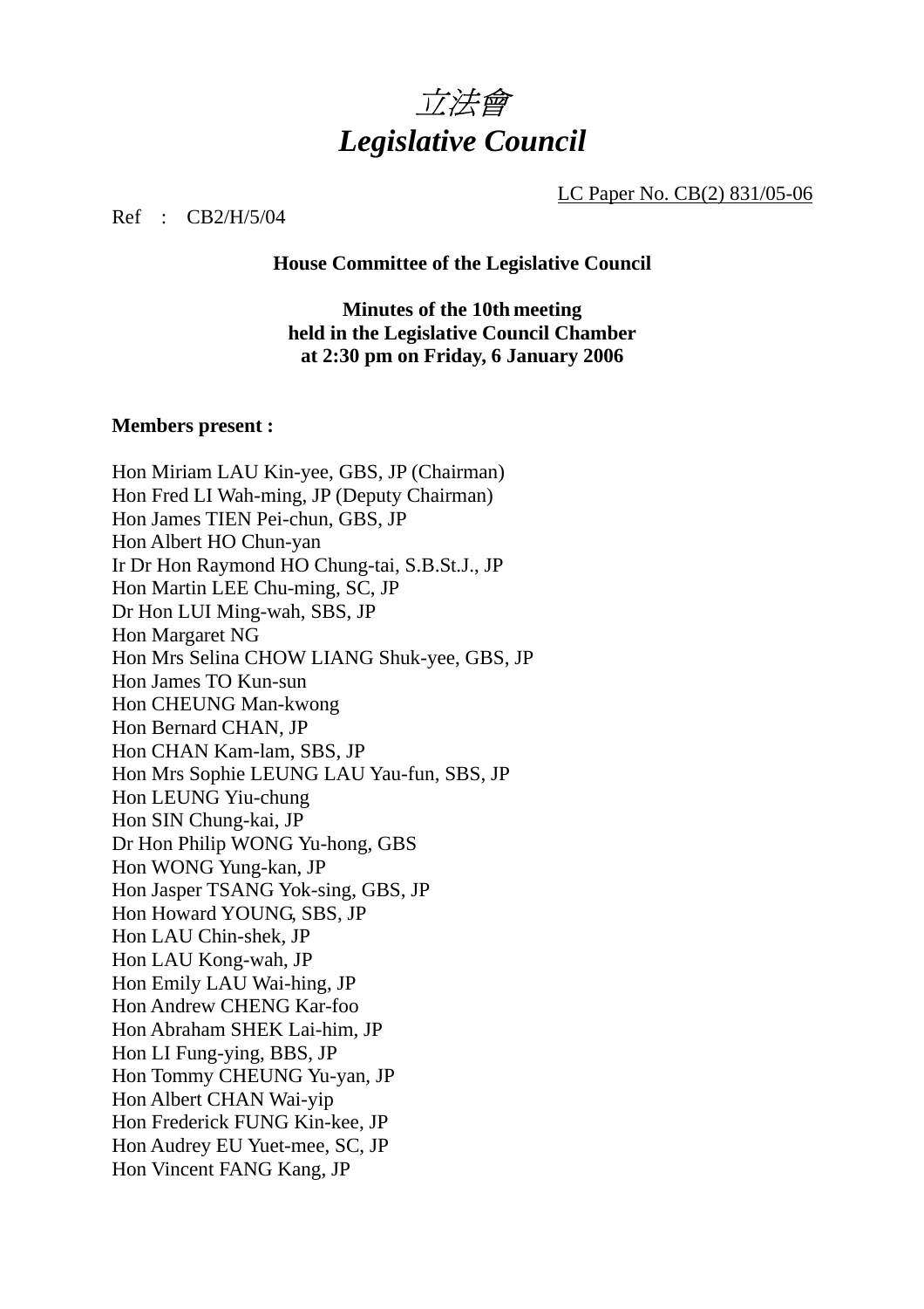# *立法會*
# *Legislative Council*

LC Paper No. CB(2) 831/05-06

Ref : CB2/H/5/04

**House Committee of the Legislative Council**

**Minutes of the 10th meeting**
**held in the Legislative Council Chamber**
**at 2:30 pm on Friday, 6 January 2006**

**Members present :**

Hon Miriam LAU Kin-yee, GBS, JP (Chairman)
Hon Fred LI Wah-ming, JP (Deputy Chairman)
Hon James TIEN Pei-chun, GBS, JP
Hon Albert HO Chun-yan
Ir Dr Hon Raymond HO Chung-tai, S.B.St.J., JP
Hon Martin LEE Chu-ming, SC, JP
Dr Hon LUI Ming-wah, SBS, JP
Hon Margaret NG
Hon Mrs Selina CHOW LIANG Shuk-yee, GBS, JP
Hon James TO Kun-sun
Hon CHEUNG Man-kwong
Hon Bernard CHAN, JP
Hon CHAN Kam-lam, SBS, JP
Hon Mrs Sophie LEUNG LAU Yau-fun, SBS, JP
Hon LEUNG Yiu-chung
Hon SIN Chung-kai, JP
Dr Hon Philip WONG Yu-hong, GBS
Hon WONG Yung-kan, JP
Hon Jasper TSANG Yok-sing, GBS, JP
Hon Howard YOUNG, SBS, JP
Hon LAU Chin-shek, JP
Hon LAU Kong-wah, JP
Hon Emily LAU Wai-hing, JP
Hon Andrew CHENG Kar-foo
Hon Abraham SHEK Lai-him, JP
Hon LI Fung-ying, BBS, JP
Hon Tommy CHEUNG Yu-yan, JP
Hon Albert CHAN Wai-yip
Hon Frederick FUNG Kin-kee, JP
Hon Audrey EU Yuet-mee, SC, JP
Hon Vincent FANG Kang, JP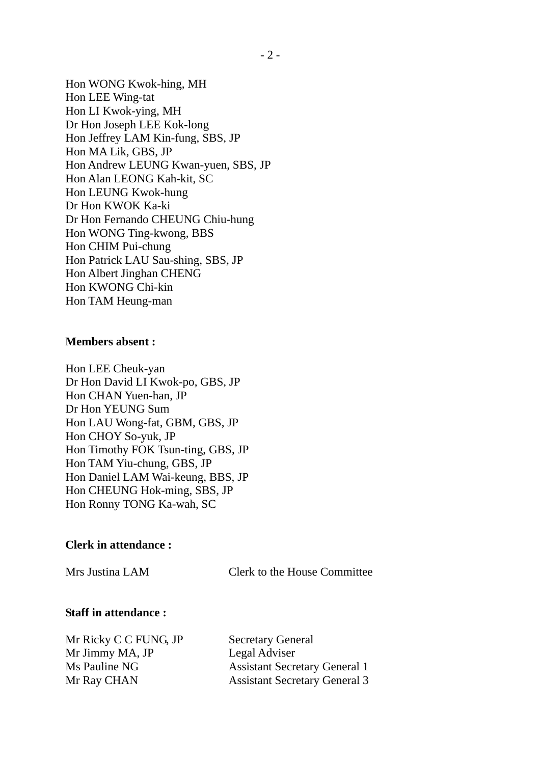Hon WONG Kwok-hing, MH
Hon LEE Wing-tat
Hon LI Kwok-ying, MH
Dr Hon Joseph LEE Kok-long
Hon Jeffrey LAM Kin-fung, SBS, JP
Hon MA Lik, GBS, JP
Hon Andrew LEUNG Kwan-yuen, SBS, JP
Hon Alan LEONG Kah-kit, SC
Hon LEUNG Kwok-hung
Dr Hon KWOK Ka-ki
Dr Hon Fernando CHEUNG Chiu-hung
Hon WONG Ting-kwong, BBS
Hon CHIM Pui-chung
Hon Patrick LAU Sau-shing, SBS, JP
Hon Albert Jinghan CHENG
Hon KWONG Chi-kin
Hon TAM Heung-man

**Members absent :**

Hon LEE Cheuk-yan
Dr Hon David LI Kwok-po, GBS, JP
Hon CHAN Yuen-han, JP
Dr Hon YEUNG Sum
Hon LAU Wong-fat, GBM, GBS, JP
Hon CHOY So-yuk, JP
Hon Timothy FOK Tsun-ting, GBS, JP
Hon TAM Yiu-chung, GBS, JP
Hon Daniel LAM Wai-keung, BBS, JP
Hon CHEUNG Hok-ming, SBS, JP
Hon Ronny TONG Ka-wah, SC

**Clerk in attendance :**

| | |
|---|---|
| Mrs Justina LAM | Clerk to the House Committee |

**Staff in attendance :**

| | |
|---|---|
| Mr Ricky C C FUNG, JP | Secretary General |
| Mr Jimmy MA, JP | Legal Adviser |
| Ms Pauline NG | Assistant Secretary General 1 |
| Mr Ray CHAN | Assistant Secretary General 3 |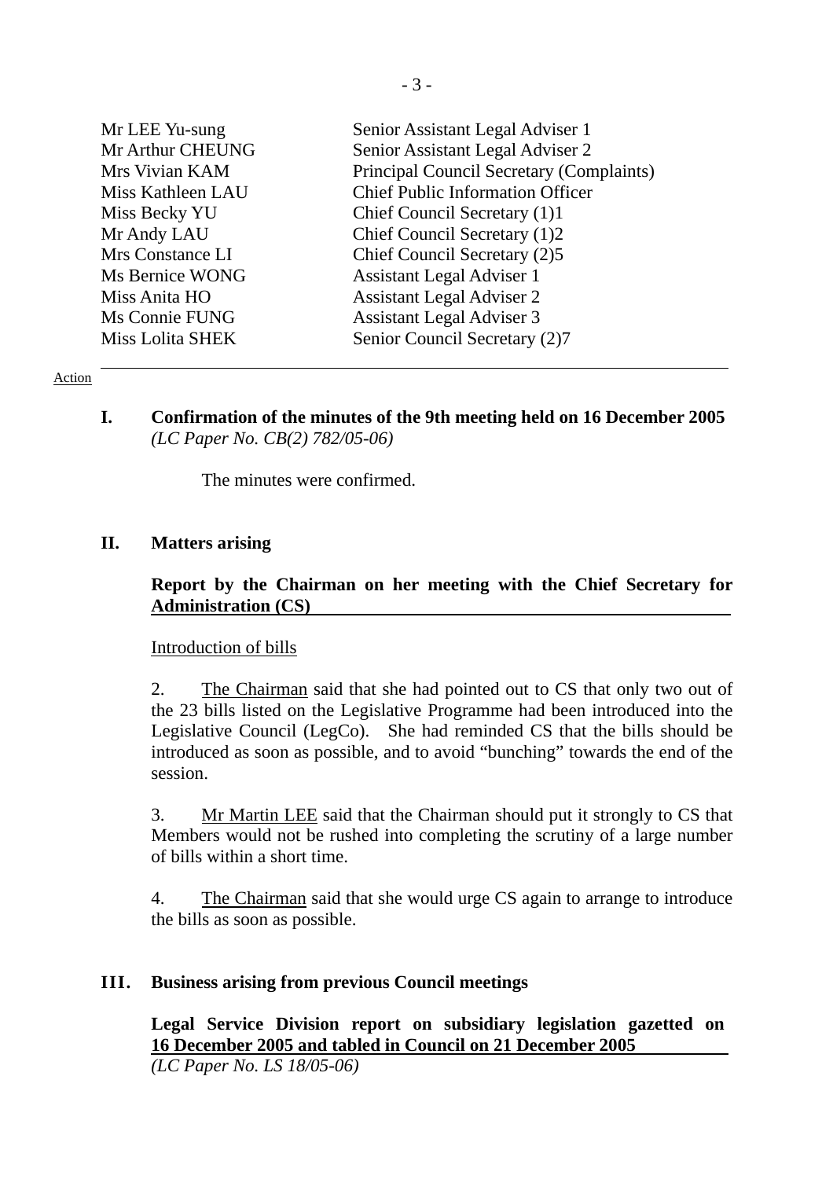| | |
|---|---|
| Mr LEE Yu-sung | Senior Assistant Legal Adviser 1 |
| Mr Arthur CHEUNG | Senior Assistant Legal Adviser 2 |
| Mrs Vivian KAM | Principal Council Secretary (Complaints) |
| Miss Kathleen LAU | Chief Public Information Officer |
| Miss Becky YU | Chief Council Secretary (1)1 |
| Mr Andy LAU | Chief Council Secretary (1)2 |
| Mrs Constance LI | Chief Council Secretary (2)5 |
| Ms Bernice WONG | Assistant Legal Adviser 1 |
| Miss Anita HO | Assistant Legal Adviser 2 |
| Ms Connie FUNG | Assistant Legal Adviser 3 |
| Miss Lolita SHEK | Senior Council Secretary (2)7 |

Action

## I. Confirmation of the minutes of the 9th meeting held on 16 December 2005
*(LC Paper No. CB(2) 782/05-06)*

The minutes were confirmed.

## II. Matters arising

**Report by the Chairman on her meeting with the Chief Secretary for Administration (CS)**

Introduction of bills

2. The Chairman said that she had pointed out to CS that only two out of the 23 bills listed on the Legislative Programme had been introduced into the Legislative Council (LegCo). She had reminded CS that the bills should be introduced as soon as possible, and to avoid "bunching" towards the end of the session.

3. Mr Martin LEE said that the Chairman should put it strongly to CS that Members would not be rushed into completing the scrutiny of a large number of bills within a short time.

4. The Chairman said that she would urge CS again to arrange to introduce the bills as soon as possible.

## III. Business arising from previous Council meetings

**Legal Service Division report on subsidiary legislation gazetted on 16 December 2005 and tabled in Council on 21 December 2005**
*(LC Paper No. LS 18/05-06)*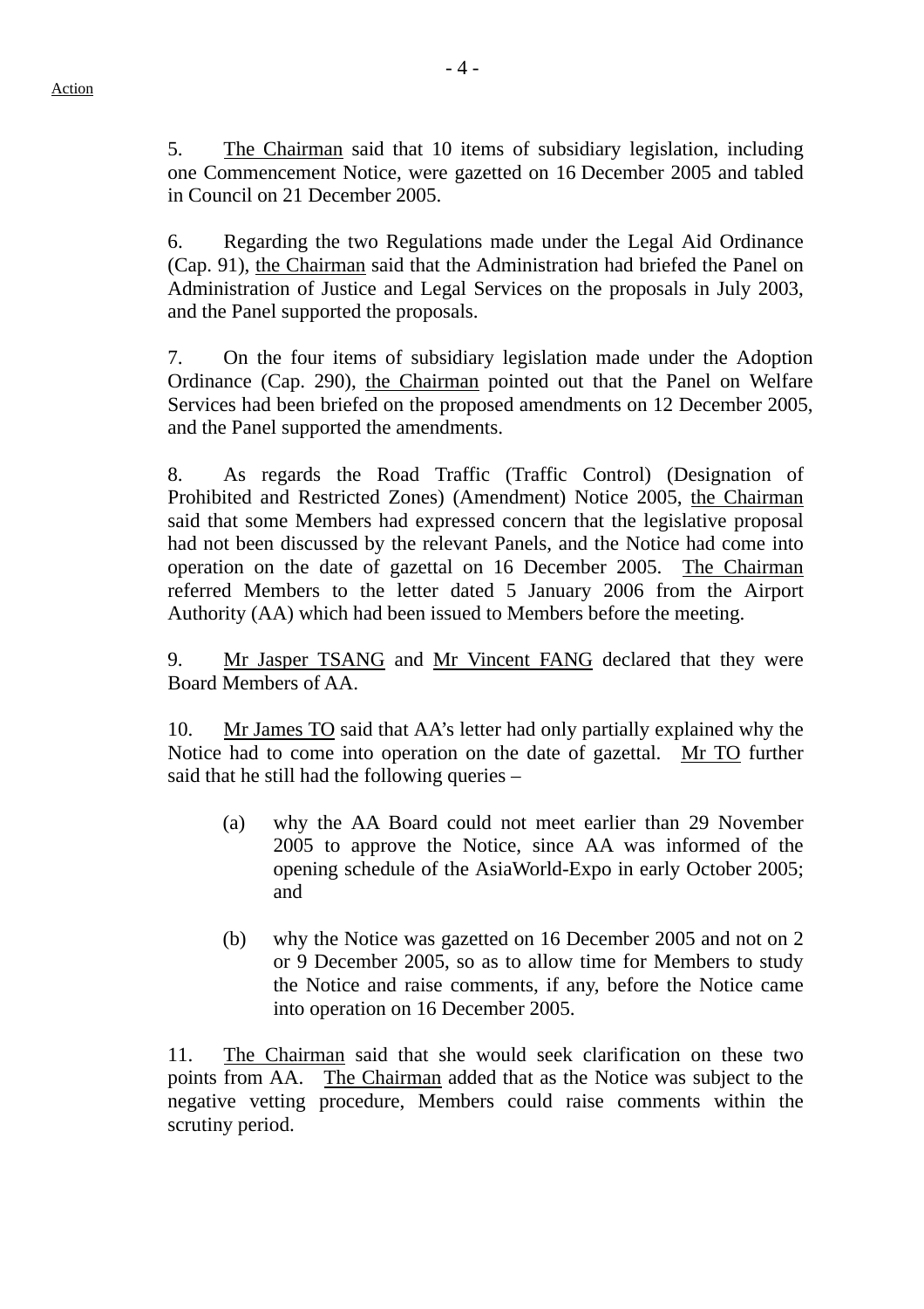Action

5. The Chairman said that 10 items of subsidiary legislation, including one Commencement Notice, were gazetted on 16 December 2005 and tabled in Council on 21 December 2005.

6. Regarding the two Regulations made under the Legal Aid Ordinance (Cap. 91), the Chairman said that the Administration had briefed the Panel on Administration of Justice and Legal Services on the proposals in July 2003, and the Panel supported the proposals.

7. On the four items of subsidiary legislation made under the Adoption Ordinance (Cap. 290), the Chairman pointed out that the Panel on Welfare Services had been briefed on the proposed amendments on 12 December 2005, and the Panel supported the amendments.

8. As regards the Road Traffic (Traffic Control) (Designation of Prohibited and Restricted Zones) (Amendment) Notice 2005, the Chairman said that some Members had expressed concern that the legislative proposal had not been discussed by the relevant Panels, and the Notice had come into operation on the date of gazettal on 16 December 2005. The Chairman referred Members to the letter dated 5 January 2006 from the Airport Authority (AA) which had been issued to Members before the meeting.

9. Mr Jasper TSANG and Mr Vincent FANG declared that they were Board Members of AA.

10. Mr James TO said that AA's letter had only partially explained why the Notice had to come into operation on the date of gazettal. Mr TO further said that he still had the following queries –

(a) why the AA Board could not meet earlier than 29 November 2005 to approve the Notice, since AA was informed of the opening schedule of the AsiaWorld-Expo in early October 2005; and

(b) why the Notice was gazetted on 16 December 2005 and not on 2 or 9 December 2005, so as to allow time for Members to study the Notice and raise comments, if any, before the Notice came into operation on 16 December 2005.

11. The Chairman said that she would seek clarification on these two points from AA. The Chairman added that as the Notice was subject to the negative vetting procedure, Members could raise comments within the scrutiny period.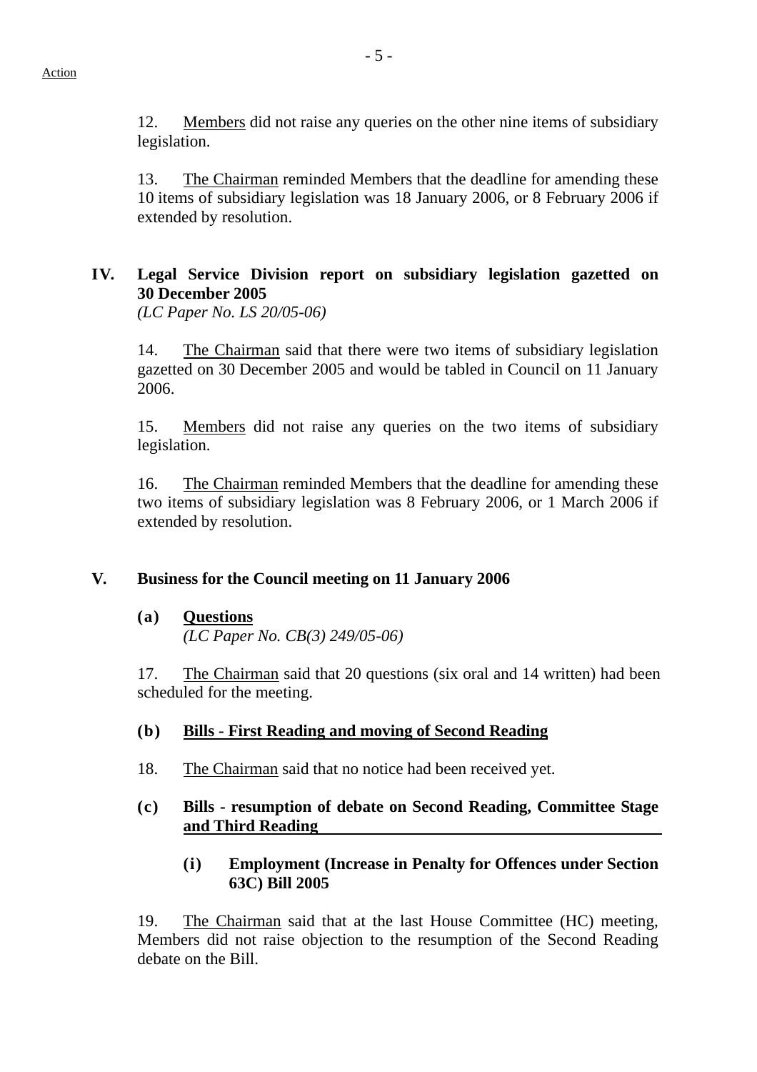Action

12. Members did not raise any queries on the other nine items of subsidiary legislation.

13. The Chairman reminded Members that the deadline for amending these 10 items of subsidiary legislation was 18 January 2006, or 8 February 2006 if extended by resolution.

## IV. Legal Service Division report on subsidiary legislation gazetted on 30 December 2005

*(LC Paper No. LS 20/05-06)*

14. The Chairman said that there were two items of subsidiary legislation gazetted on 30 December 2005 and would be tabled in Council on 11 January 2006.

15. Members did not raise any queries on the two items of subsidiary legislation.

16. The Chairman reminded Members that the deadline for amending these two items of subsidiary legislation was 8 February 2006, or 1 March 2006 if extended by resolution.

## V. Business for the Council meeting on 11 January 2006

### (a) Questions

*(LC Paper No. CB(3) 249/05-06)*

17. The Chairman said that 20 questions (six oral and 14 written) had been scheduled for the meeting.

### (b) Bills - First Reading and moving of Second Reading

18. The Chairman said that no notice had been received yet.

### (c) Bills - resumption of debate on Second Reading, Committee Stage and Third Reading

#### (i) Employment (Increase in Penalty for Offences under Section 63C) Bill 2005

19. The Chairman said that at the last House Committee (HC) meeting, Members did not raise objection to the resumption of the Second Reading debate on the Bill.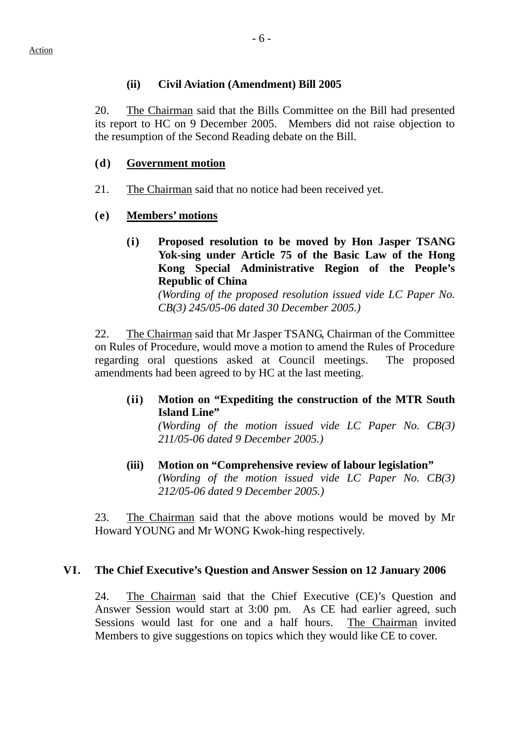Action

**(ii) Civil Aviation (Amendment) Bill 2005**

20. The Chairman said that the Bills Committee on the Bill had presented its report to HC on 9 December 2005. Members did not raise objection to the resumption of the Second Reading debate on the Bill.

**(d) Government motion**

21. The Chairman said that no notice had been received yet.

**(e) Members' motions**

**(i) Proposed resolution to be moved by Hon Jasper TSANG Yok-sing under Article 75 of the Basic Law of the Hong Kong Special Administrative Region of the People's Republic of China**
*(Wording of the proposed resolution issued vide LC Paper No. CB(3) 245/05-06 dated 30 December 2005.)*

22. The Chairman said that Mr Jasper TSANG, Chairman of the Committee on Rules of Procedure, would move a motion to amend the Rules of Procedure regarding oral questions asked at Council meetings. The proposed amendments had been agreed to by HC at the last meeting.

**(ii) Motion on "Expediting the construction of the MTR South Island Line"**
*(Wording of the motion issued vide LC Paper No. CB(3) 211/05-06 dated 9 December 2005.)*

**(iii) Motion on "Comprehensive review of labour legislation"**
*(Wording of the motion issued vide LC Paper No. CB(3) 212/05-06 dated 9 December 2005.)*

23. The Chairman said that the above motions would be moved by Mr Howard YOUNG and Mr WONG Kwok-hing respectively.

**VI. The Chief Executive's Question and Answer Session on 12 January 2006**

24. The Chairman said that the Chief Executive (CE)'s Question and Answer Session would start at 3:00 pm. As CE had earlier agreed, such Sessions would last for one and a half hours. The Chairman invited Members to give suggestions on topics which they would like CE to cover.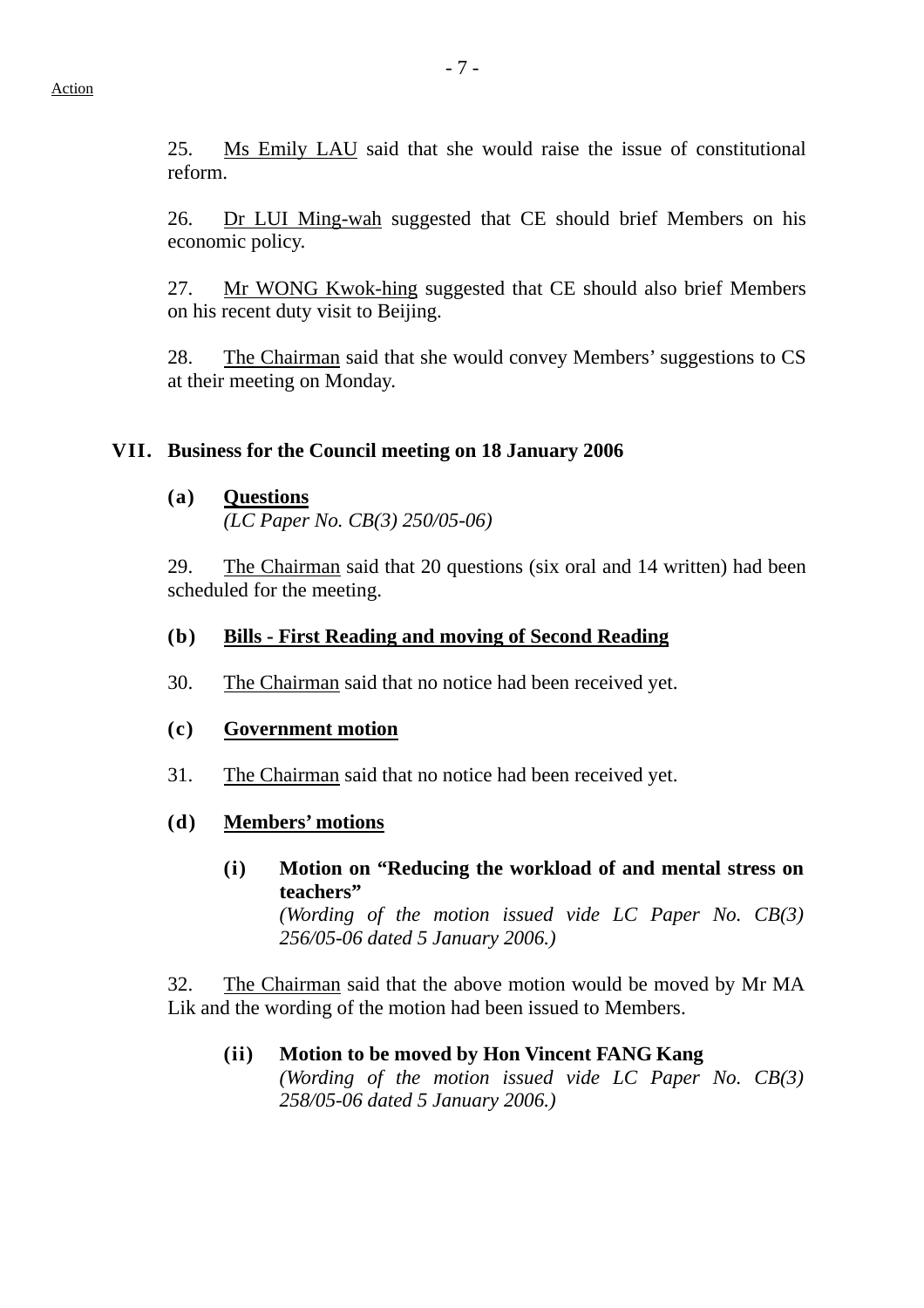Action

25. Ms Emily LAU said that she would raise the issue of constitutional reform.

26. Dr LUI Ming-wah suggested that CE should brief Members on his economic policy.

27. Mr WONG Kwok-hing suggested that CE should also brief Members on his recent duty visit to Beijing.

28. The Chairman said that she would convey Members' suggestions to CS at their meeting on Monday.

## VII. Business for the Council meeting on 18 January 2006

### (a) Questions

*(LC Paper No. CB(3) 250/05-06)*

29. The Chairman said that 20 questions (six oral and 14 written) had been scheduled for the meeting.

### (b) Bills - First Reading and moving of Second Reading

30. The Chairman said that no notice had been received yet.

### (c) Government motion

31. The Chairman said that no notice had been received yet.

### (d) Members' motions

#### (i) Motion on "Reducing the workload of and mental stress on teachers"

*(Wording of the motion issued vide LC Paper No. CB(3) 256/05-06 dated 5 January 2006.)*

32. The Chairman said that the above motion would be moved by Mr MA Lik and the wording of the motion had been issued to Members.

#### (ii) Motion to be moved by Hon Vincent FANG Kang

*(Wording of the motion issued vide LC Paper No. CB(3) 258/05-06 dated 5 January 2006.)*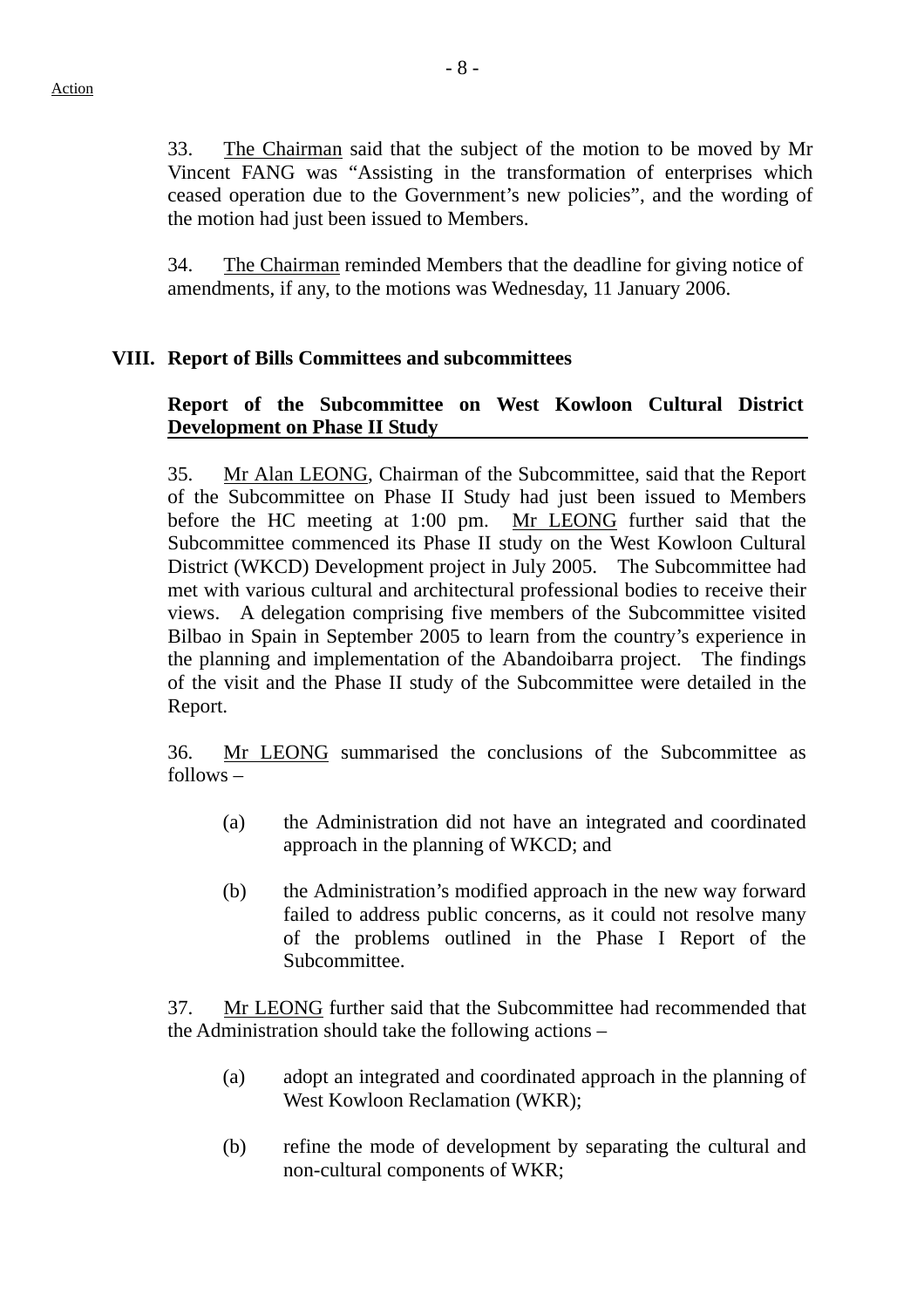Action

33. The Chairman said that the subject of the motion to be moved by Mr Vincent FANG was "Assisting in the transformation of enterprises which ceased operation due to the Government's new policies", and the wording of the motion had just been issued to Members.

34. The Chairman reminded Members that the deadline for giving notice of amendments, if any, to the motions was Wednesday, 11 January 2006.

## VIII. Report of Bills Committees and subcommittees

**Report of the Subcommittee on West Kowloon Cultural District Development on Phase II Study**

35. Mr Alan LEONG, Chairman of the Subcommittee, said that the Report of the Subcommittee on Phase II Study had just been issued to Members before the HC meeting at 1:00 pm. Mr LEONG further said that the Subcommittee commenced its Phase II study on the West Kowloon Cultural District (WKCD) Development project in July 2005. The Subcommittee had met with various cultural and architectural professional bodies to receive their views. A delegation comprising five members of the Subcommittee visited Bilbao in Spain in September 2005 to learn from the country's experience in the planning and implementation of the Abandoibarra project. The findings of the visit and the Phase II study of the Subcommittee were detailed in the Report.

36. Mr LEONG summarised the conclusions of the Subcommittee as follows –

- (a) the Administration did not have an integrated and coordinated approach in the planning of WKCD; and

- (b) the Administration's modified approach in the new way forward failed to address public concerns, as it could not resolve many of the problems outlined in the Phase I Report of the Subcommittee.

37. Mr LEONG further said that the Subcommittee had recommended that the Administration should take the following actions –

- (a) adopt an integrated and coordinated approach in the planning of West Kowloon Reclamation (WKR);

- (b) refine the mode of development by separating the cultural and non-cultural components of WKR;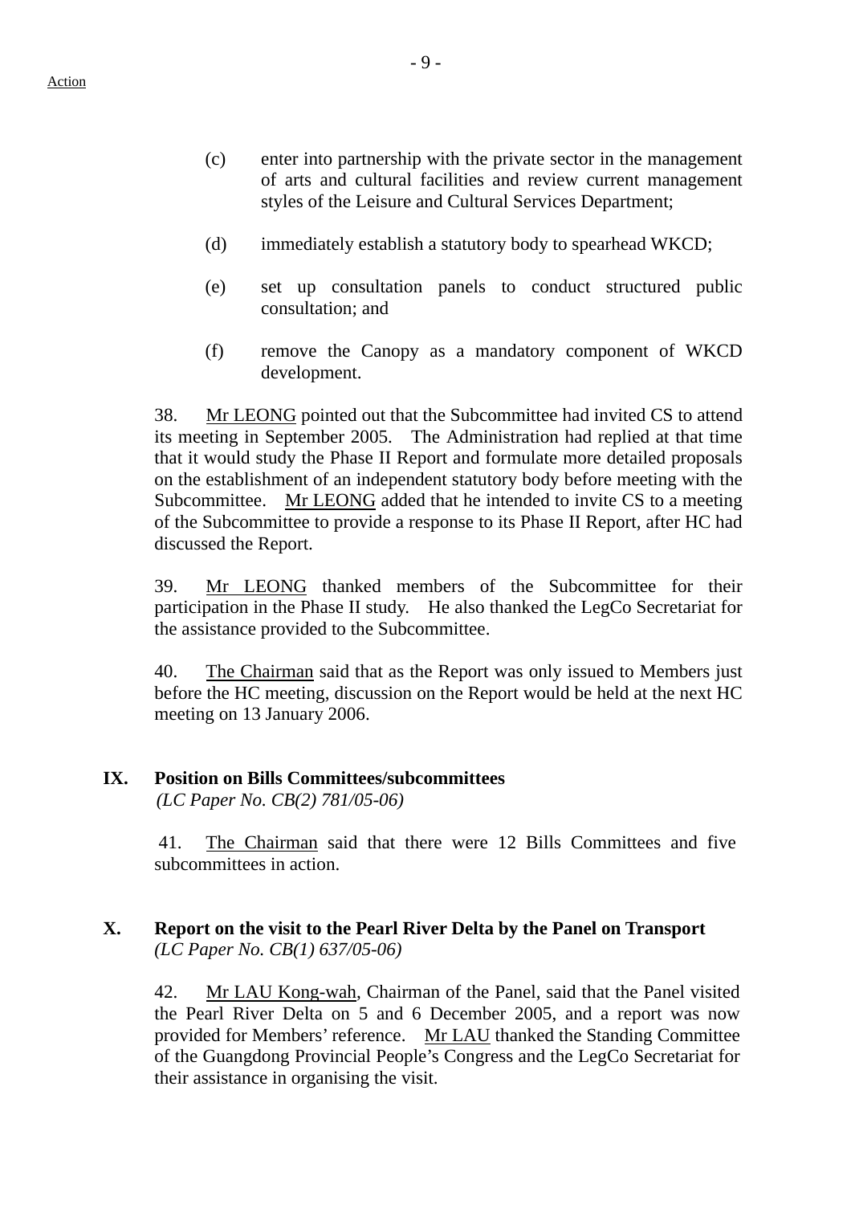(c) enter into partnership with the private sector in the management of arts and cultural facilities and review current management styles of the Leisure and Cultural Services Department;

(d) immediately establish a statutory body to spearhead WKCD;

(e) set up consultation panels to conduct structured public consultation; and

(f) remove the Canopy as a mandatory component of WKCD development.

38. Mr LEONG pointed out that the Subcommittee had invited CS to attend its meeting in September 2005. The Administration had replied at that time that it would study the Phase II Report and formulate more detailed proposals on the establishment of an independent statutory body before meeting with the Subcommittee. Mr LEONG added that he intended to invite CS to a meeting of the Subcommittee to provide a response to its Phase II Report, after HC had discussed the Report.

39. Mr LEONG thanked members of the Subcommittee for their participation in the Phase II study. He also thanked the LegCo Secretariat for the assistance provided to the Subcommittee.

40. The Chairman said that as the Report was only issued to Members just before the HC meeting, discussion on the Report would be held at the next HC meeting on 13 January 2006.

## IX. Position on Bills Committees/subcommittees

*(LC Paper No. CB(2) 781/05-06)*

41. The Chairman said that there were 12 Bills Committees and five subcommittees in action.

## X. Report on the visit to the Pearl River Delta by the Panel on Transport

*(LC Paper No. CB(1) 637/05-06)*

42. Mr LAU Kong-wah, Chairman of the Panel, said that the Panel visited the Pearl River Delta on 5 and 6 December 2005, and a report was now provided for Members' reference. Mr LAU thanked the Standing Committee of the Guangdong Provincial People's Congress and the LegCo Secretariat for their assistance in organising the visit.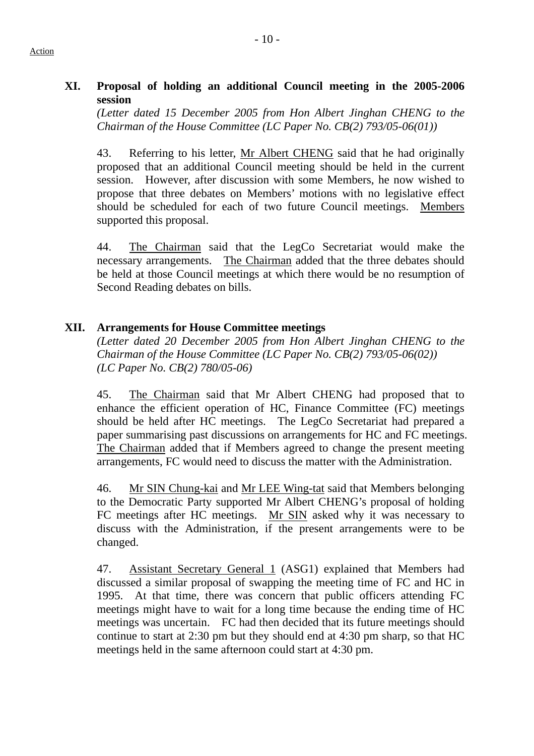Action

## XI. Proposal of holding an additional Council meeting in the 2005-2006 session

*(Letter dated 15 December 2005 from Hon Albert Jinghan CHENG to the Chairman of the House Committee (LC Paper No. CB(2) 793/05-06(01))*

43. Referring to his letter, Mr Albert CHENG said that he had originally proposed that an additional Council meeting should be held in the current session. However, after discussion with some Members, he now wished to propose that three debates on Members' motions with no legislative effect should be scheduled for each of two future Council meetings. Members supported this proposal.

44. The Chairman said that the LegCo Secretariat would make the necessary arrangements. The Chairman added that the three debates should be held at those Council meetings at which there would be no resumption of Second Reading debates on bills.

## XII. Arrangements for House Committee meetings

*(Letter dated 20 December 2005 from Hon Albert Jinghan CHENG to the Chairman of the House Committee (LC Paper No. CB(2) 793/05-06(02))*
*(LC Paper No. CB(2) 780/05-06)*

45. The Chairman said that Mr Albert CHENG had proposed that to enhance the efficient operation of HC, Finance Committee (FC) meetings should be held after HC meetings. The LegCo Secretariat had prepared a paper summarising past discussions on arrangements for HC and FC meetings. The Chairman added that if Members agreed to change the present meeting arrangements, FC would need to discuss the matter with the Administration.

46. Mr SIN Chung-kai and Mr LEE Wing-tat said that Members belonging to the Democratic Party supported Mr Albert CHENG's proposal of holding FC meetings after HC meetings. Mr SIN asked why it was necessary to discuss with the Administration, if the present arrangements were to be changed.

47. Assistant Secretary General 1 (ASG1) explained that Members had discussed a similar proposal of swapping the meeting time of FC and HC in 1995. At that time, there was concern that public officers attending FC meetings might have to wait for a long time because the ending time of HC meetings was uncertain. FC had then decided that its future meetings should continue to start at 2:30 pm but they should end at 4:30 pm sharp, so that HC meetings held in the same afternoon could start at 4:30 pm.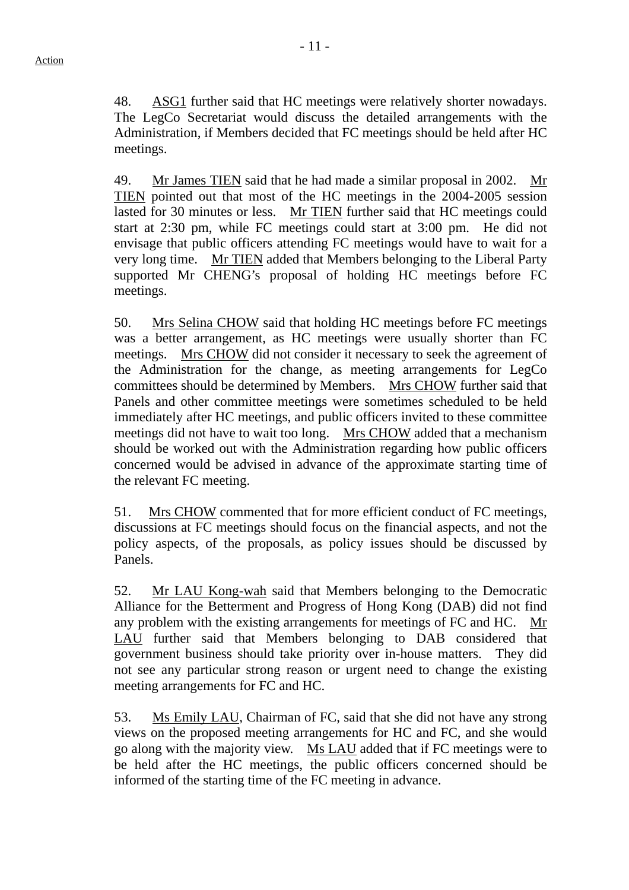Action

48. ASG1 further said that HC meetings were relatively shorter nowadays. The LegCo Secretariat would discuss the detailed arrangements with the Administration, if Members decided that FC meetings should be held after HC meetings.

49. Mr James TIEN said that he had made a similar proposal in 2002. Mr TIEN pointed out that most of the HC meetings in the 2004-2005 session lasted for 30 minutes or less. Mr TIEN further said that HC meetings could start at 2:30 pm, while FC meetings could start at 3:00 pm. He did not envisage that public officers attending FC meetings would have to wait for a very long time. Mr TIEN added that Members belonging to the Liberal Party supported Mr CHENG's proposal of holding HC meetings before FC meetings.

50. Mrs Selina CHOW said that holding HC meetings before FC meetings was a better arrangement, as HC meetings were usually shorter than FC meetings. Mrs CHOW did not consider it necessary to seek the agreement of the Administration for the change, as meeting arrangements for LegCo committees should be determined by Members. Mrs CHOW further said that Panels and other committee meetings were sometimes scheduled to be held immediately after HC meetings, and public officers invited to these committee meetings did not have to wait too long. Mrs CHOW added that a mechanism should be worked out with the Administration regarding how public officers concerned would be advised in advance of the approximate starting time of the relevant FC meeting.

51. Mrs CHOW commented that for more efficient conduct of FC meetings, discussions at FC meetings should focus on the financial aspects, and not the policy aspects, of the proposals, as policy issues should be discussed by Panels.

52. Mr LAU Kong-wah said that Members belonging to the Democratic Alliance for the Betterment and Progress of Hong Kong (DAB) did not find any problem with the existing arrangements for meetings of FC and HC. Mr LAU further said that Members belonging to DAB considered that government business should take priority over in-house matters. They did not see any particular strong reason or urgent need to change the existing meeting arrangements for FC and HC.

53. Ms Emily LAU, Chairman of FC, said that she did not have any strong views on the proposed meeting arrangements for HC and FC, and she would go along with the majority view. Ms LAU added that if FC meetings were to be held after the HC meetings, the public officers concerned should be informed of the starting time of the FC meeting in advance.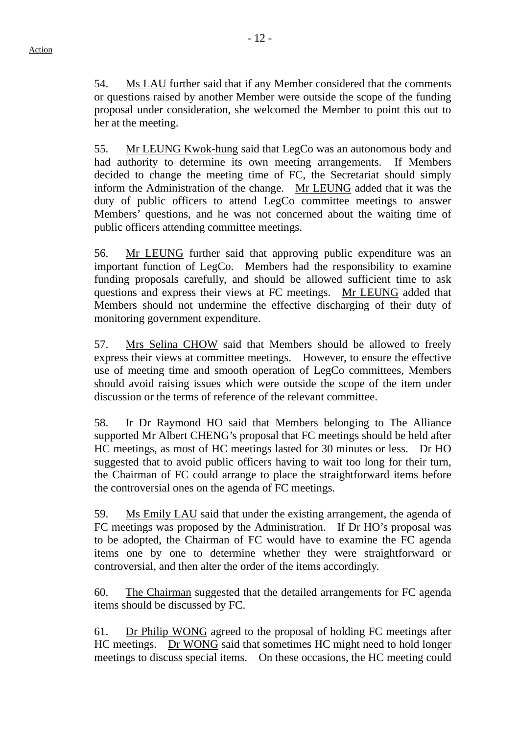Action

54. Ms LAU further said that if any Member considered that the comments or questions raised by another Member were outside the scope of the funding proposal under consideration, she welcomed the Member to point this out to her at the meeting.

55. Mr LEUNG Kwok-hung said that LegCo was an autonomous body and had authority to determine its own meeting arrangements. If Members decided to change the meeting time of FC, the Secretariat should simply inform the Administration of the change. Mr LEUNG added that it was the duty of public officers to attend LegCo committee meetings to answer Members' questions, and he was not concerned about the waiting time of public officers attending committee meetings.

56. Mr LEUNG further said that approving public expenditure was an important function of LegCo. Members had the responsibility to examine funding proposals carefully, and should be allowed sufficient time to ask questions and express their views at FC meetings. Mr LEUNG added that Members should not undermine the effective discharging of their duty of monitoring government expenditure.

57. Mrs Selina CHOW said that Members should be allowed to freely express their views at committee meetings. However, to ensure the effective use of meeting time and smooth operation of LegCo committees, Members should avoid raising issues which were outside the scope of the item under discussion or the terms of reference of the relevant committee.

58. Ir Dr Raymond HO said that Members belonging to The Alliance supported Mr Albert CHENG's proposal that FC meetings should be held after HC meetings, as most of HC meetings lasted for 30 minutes or less. Dr HO suggested that to avoid public officers having to wait too long for their turn, the Chairman of FC could arrange to place the straightforward items before the controversial ones on the agenda of FC meetings.

59. Ms Emily LAU said that under the existing arrangement, the agenda of FC meetings was proposed by the Administration. If Dr HO's proposal was to be adopted, the Chairman of FC would have to examine the FC agenda items one by one to determine whether they were straightforward or controversial, and then alter the order of the items accordingly.

60. The Chairman suggested that the detailed arrangements for FC agenda items should be discussed by FC.

61. Dr Philip WONG agreed to the proposal of holding FC meetings after HC meetings. Dr WONG said that sometimes HC might need to hold longer meetings to discuss special items. On these occasions, the HC meeting could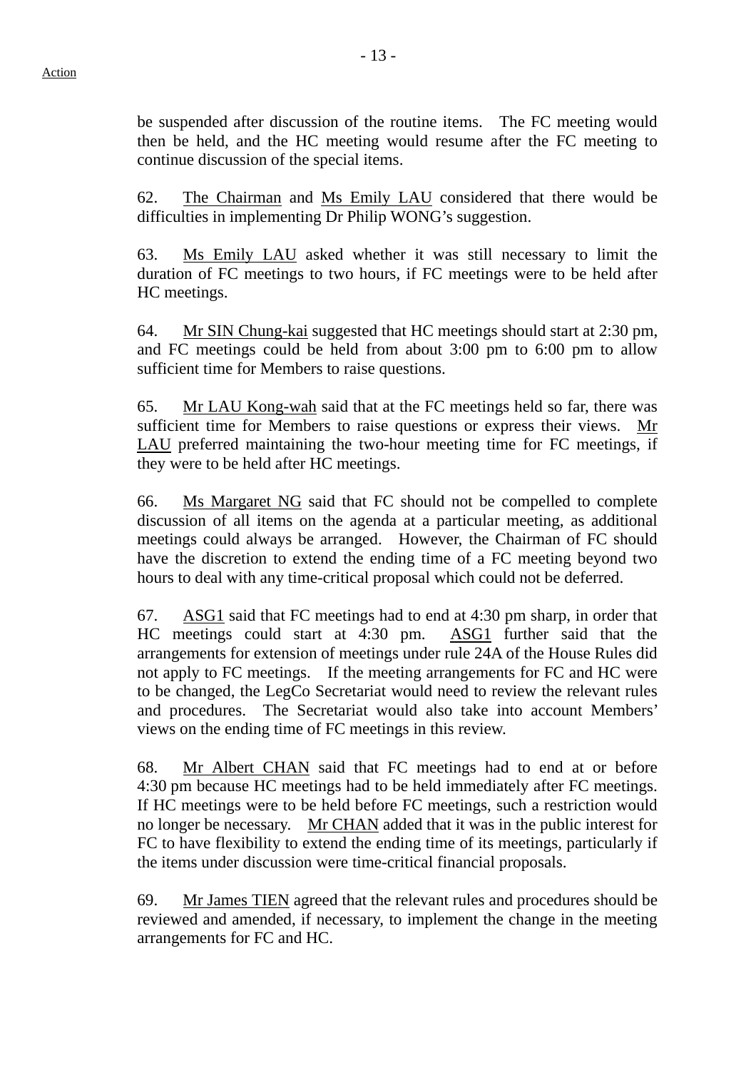be suspended after discussion of the routine items. The FC meeting would then be held, and the HC meeting would resume after the FC meeting to continue discussion of the special items.

62. The Chairman and Ms Emily LAU considered that there would be difficulties in implementing Dr Philip WONG's suggestion.

63. Ms Emily LAU asked whether it was still necessary to limit the duration of FC meetings to two hours, if FC meetings were to be held after HC meetings.

64. Mr SIN Chung-kai suggested that HC meetings should start at 2:30 pm, and FC meetings could be held from about 3:00 pm to 6:00 pm to allow sufficient time for Members to raise questions.

65. Mr LAU Kong-wah said that at the FC meetings held so far, there was sufficient time for Members to raise questions or express their views. Mr LAU preferred maintaining the two-hour meeting time for FC meetings, if they were to be held after HC meetings.

66. Ms Margaret NG said that FC should not be compelled to complete discussion of all items on the agenda at a particular meeting, as additional meetings could always be arranged. However, the Chairman of FC should have the discretion to extend the ending time of a FC meeting beyond two hours to deal with any time-critical proposal which could not be deferred.

67. ASG1 said that FC meetings had to end at 4:30 pm sharp, in order that HC meetings could start at 4:30 pm. ASG1 further said that the arrangements for extension of meetings under rule 24A of the House Rules did not apply to FC meetings. If the meeting arrangements for FC and HC were to be changed, the LegCo Secretariat would need to review the relevant rules and procedures. The Secretariat would also take into account Members' views on the ending time of FC meetings in this review.

68. Mr Albert CHAN said that FC meetings had to end at or before 4:30 pm because HC meetings had to be held immediately after FC meetings. If HC meetings were to be held before FC meetings, such a restriction would no longer be necessary. Mr CHAN added that it was in the public interest for FC to have flexibility to extend the ending time of its meetings, particularly if the items under discussion were time-critical financial proposals.

69. Mr James TIEN agreed that the relevant rules and procedures should be reviewed and amended, if necessary, to implement the change in the meeting arrangements for FC and HC.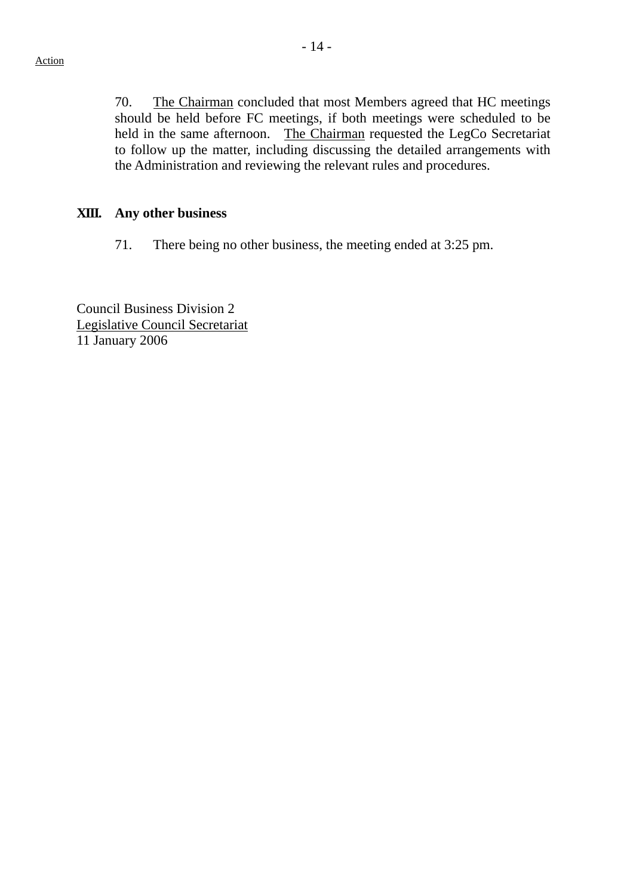Action

70. The Chairman concluded that most Members agreed that HC meetings should be held before FC meetings, if both meetings were scheduled to be held in the same afternoon. The Chairman requested the LegCo Secretariat to follow up the matter, including discussing the detailed arrangements with the Administration and reviewing the relevant rules and procedures.

## XIII. Any other business

71. There being no other business, the meeting ended at 3:25 pm.

Council Business Division 2
Legislative Council Secretariat
11 January 2006